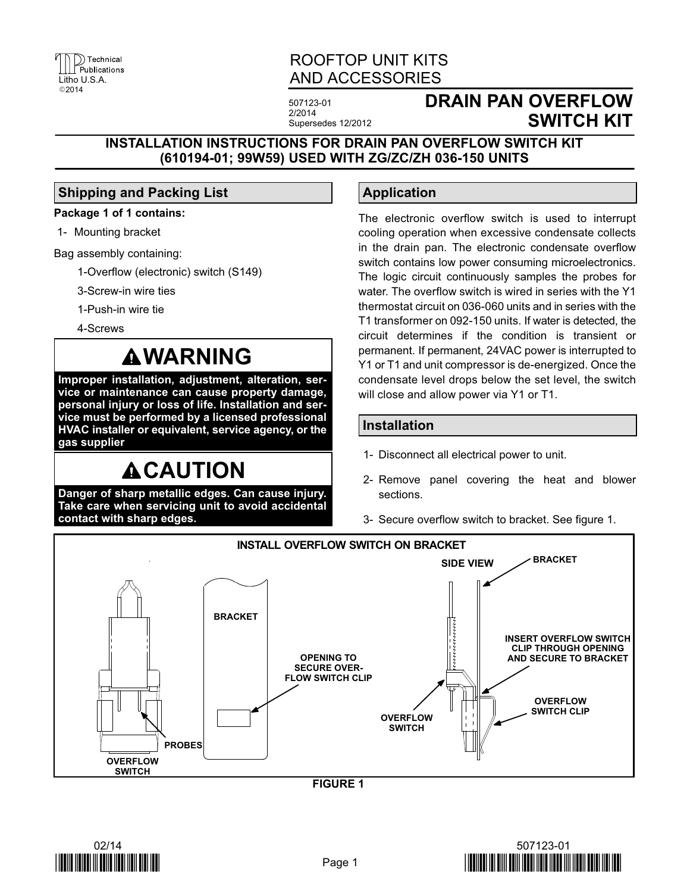ROOFTOP UNIT KITS AND ACCESSORIES

507123-01
2/2014
Supersedes 12/2012

# DRAIN PAN OVERFLOW SWITCH KIT

## INSTALLATION INSTRUCTIONS FOR DRAIN PAN OVERFLOW SWITCH KIT (610194-01; 99W59) USED WITH ZG/ZC/ZH 036-150 UNITS

## Shipping and Packing List

**Package 1 of 1 contains:**

1- Mounting bracket

Bag assembly containing:

- 1-Overflow (electronic) switch (S149)
- 3-Screw-in wire ties
- 1-Push-in wire tie
- 4-Screws

### ⚠WARNING

**Improper installation, adjustment, alteration, service or maintenance can cause property damage, personal injury or loss of life. Installation and service must be performed by a licensed professional HVAC installer or equivalent, service agency, or the gas supplier**

### ⚠CAUTION

**Danger of sharp metallic edges. Can cause injury. Take care when servicing unit to avoid accidental contact with sharp edges.**

## Application

The electronic overflow switch is used to interrupt cooling operation when excessive condensate collects in the drain pan. The electronic condensate overflow switch contains low power consuming microelectronics. The logic circuit continuously samples the probes for water. The overflow switch is wired in series with the Y1 thermostat circuit on 036-060 units and in series with the T1 transformer on 092-150 units. If water is detected, the circuit determines if the condition is transient or permanent. If permanent, 24VAC power is interrupted to Y1 or T1 and unit compressor is de-energized. Once the condensate level drops below the set level, the switch will close and allow power via Y1 or T1.

## Installation

1- Disconnect all electrical power to unit.

2- Remove panel covering the heat and blower sections.

3- Secure overflow switch to bracket. See figure 1.

INSTALL OVERFLOW SWITCH ON BRACKET

OVERFLOW SWITCH — PROBES — BRACKET — OPENING TO SECURE OVERFLOW SWITCH CLIP — SIDE VIEW — BRACKET — INSERT OVERFLOW SWITCH CLIP THROUGH OPENING AND SECURE TO BRACKET — OVERFLOW SWITCH — OVERFLOW SWITCH CLIP

FIGURE 1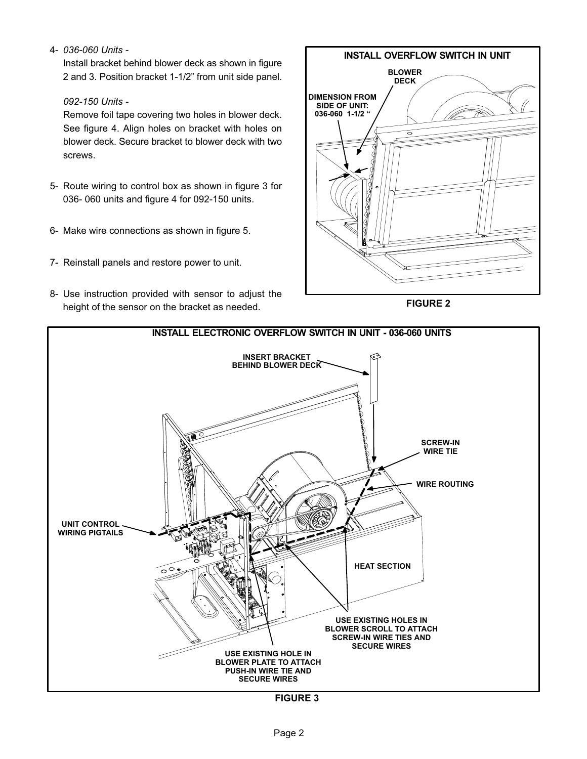4- *036-060 Units -*

Install bracket behind blower deck as shown in figure 2 and 3. Position bracket 1-1/2" from unit side panel.

*092-150 Units -*

Remove foil tape covering two holes in blower deck. See figure 4. Align holes on bracket with holes on blower deck. Secure bracket to blower deck with two screws.

5- Route wiring to control box as shown in figure 3 for 036- 060 units and figure 4 for 092-150 units.

6- Make wire connections as shown in figure 5.

7- Reinstall panels and restore power to unit.

8- Use instruction provided with sensor to adjust the height of the sensor on the bracket as needed.

**INSTALL OVERFLOW SWITCH IN UNIT**

BLOWER DECK

DIMENSION FROM SIDE OF UNIT: 036-060 1-1/2 "

**FIGURE 2**

**INSTALL ELECTRONIC OVERFLOW SWITCH IN UNIT - 036-060 UNITS**

INSERT BRACKET BEHIND BLOWER DECK

SCREW-IN WIRE TIE

WIRE ROUTING

UNIT CONTROL WIRING PIGTAILS

HEAT SECTION

USE EXISTING HOLES IN BLOWER SCROLL TO ATTACH SCREW-IN WIRE TIES AND SECURE WIRES

USE EXISTING HOLE IN BLOWER PLATE TO ATTACH PUSH-IN WIRE TIE AND SECURE WIRES

**FIGURE 3**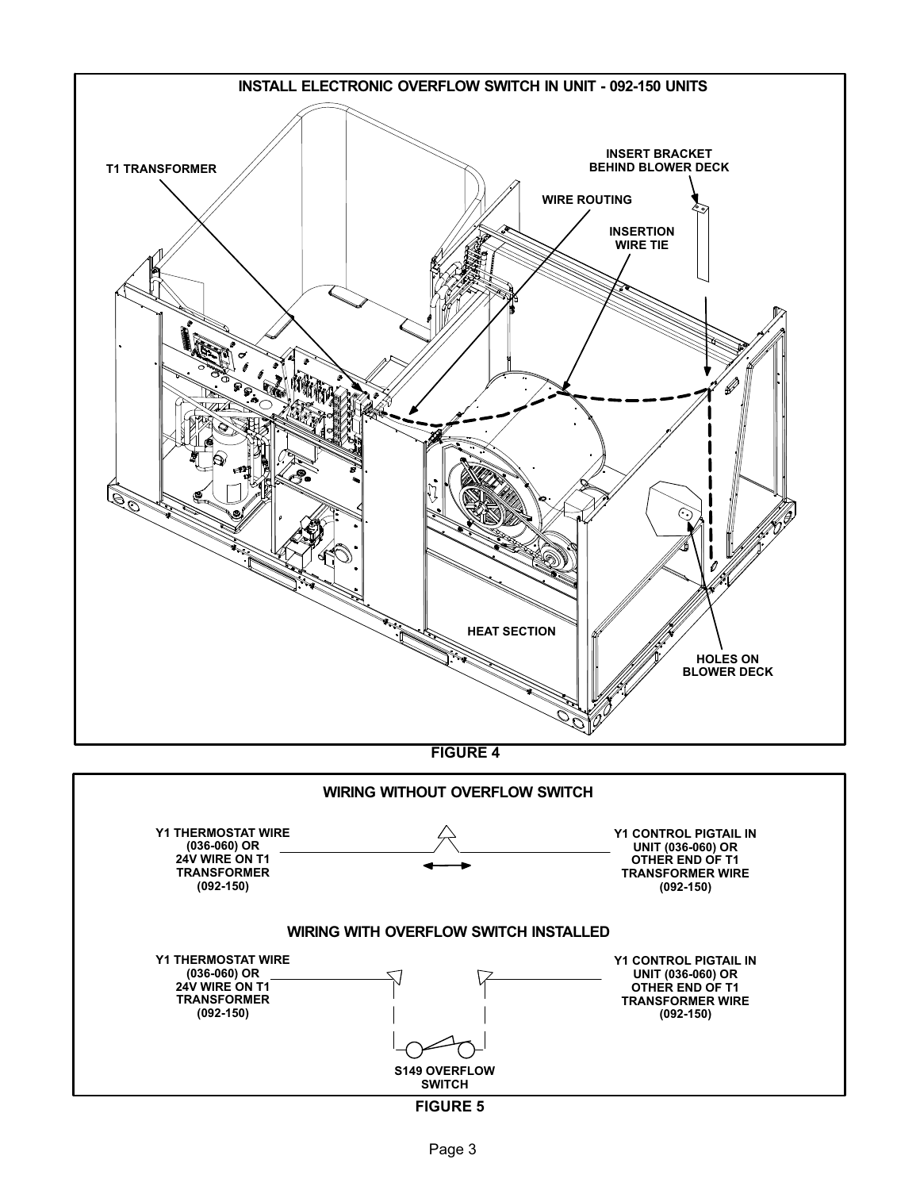INSTALL ELECTRONIC OVERFLOW SWITCH IN UNIT - 092-150 UNITS

T1 TRANSFORMER

INSERT BRACKET BEHIND BLOWER DECK

WIRE ROUTING

INSERTION WIRE TIE

HEAT SECTION

HOLES ON BLOWER DECK

FIGURE 4

WIRING WITHOUT OVERFLOW SWITCH

Y1 THERMOSTAT WIRE (036-060) OR 24V WIRE ON T1 TRANSFORMER (092-150)

Y1 CONTROL PIGTAIL IN UNIT (036-060) OR OTHER END OF T1 TRANSFORMER WIRE (092-150)

WIRING WITH OVERFLOW SWITCH INSTALLED

Y1 THERMOSTAT WIRE (036-060) OR 24V WIRE ON T1 TRANSFORMER (092-150)

Y1 CONTROL PIGTAIL IN UNIT (036-060) OR OTHER END OF T1 TRANSFORMER WIRE (092-150)

S149 OVERFLOW SWITCH

FIGURE 5